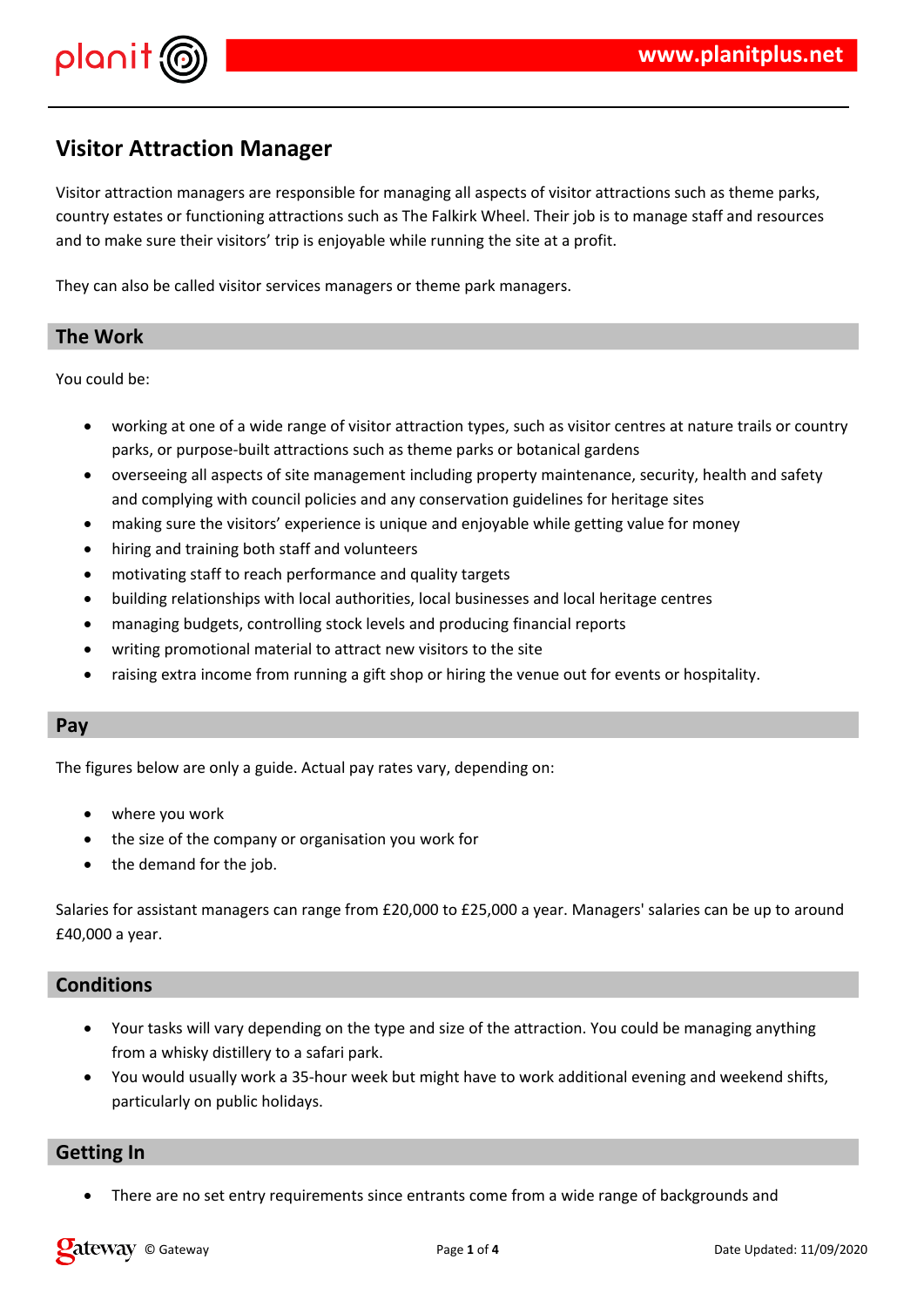# Visitor Attraction Manager

Visitor attraction managers are responsible for managing all aspects of visitor attractions such as theme parks, country estates or functioning attractions such as The Falkirk Wheel. Their job is to manage staff and resources and to make sure their visitors' trip is enjoyable while running the site at a profit.

They can also be called visitor services managers or theme park managers.

## The Work

You could be:

- working at one of a wide range of visitor attraction types, such as visitor centres at nature trails or country parks, or purpose-built attractions such as theme parks or botanical gardens
- overseeing all aspects of site management including property maintenance, security, health and safety and complying with council policies and any conservation guidelines for heritage sites
- making sure the visitors' experience is unique and enjoyable while getting value for money
- hiring and training both staff and volunteers
- motivating staff to reach performance and quality targets
- building relationships with local authorities, local businesses and local heritage centres
- managing budgets, controlling stock levels and producing financial reports
- writing promotional material to attract new visitors to the site
- raising extra income from running a gift shop or hiring the venue out for events or hospitality.

## Pay

The figures below are only a guide. Actual pay rates vary, depending on:

- where you work
- the size of the company or organisation you work for
- the demand for the job.

Salaries for assistant managers can range from £20,000 to £25,000 a year. Managers' salaries can be up to around £40,000 a year.

## Conditions

- Your tasks will vary depending on the type and size of the attraction. You could be managing anything from a whisky distillery to a safari park.
- You would usually work a 35-hour week but might have to work additional evening and weekend shifts, particularly on public holidays.

## Getting In

- There are no set entry requirements since entrants come from a wide range of backgrounds and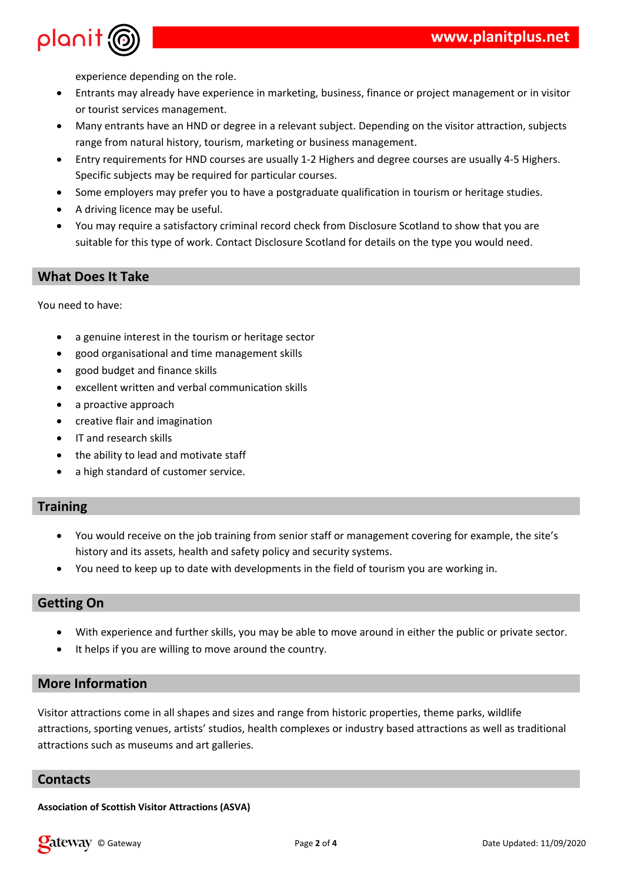experience depending on the role.

- Entrants may already have experience in marketing, business, finance or project management or in visitor or tourist services management.
- Many entrants have an HND or degree in a relevant subject. Depending on the visitor attraction, subjects range from natural history, tourism, marketing or business management.
- Entry requirements for HND courses are usually 1-2 Highers and degree courses are usually 4-5 Highers. Specific subjects may be required for particular courses.
- Some employers may prefer you to have a postgraduate qualification in tourism or heritage studies.
- A driving licence may be useful.
- You may require a satisfactory criminal record check from Disclosure Scotland to show that you are suitable for this type of work. Contact Disclosure Scotland for details on the type you would need.

## What Does It Take

You need to have:

- a genuine interest in the tourism or heritage sector
- good organisational and time management skills
- good budget and finance skills
- excellent written and verbal communication skills
- a proactive approach
- creative flair and imagination
- IT and research skills
- the ability to lead and motivate staff
- a high standard of customer service.

## Training

- You would receive on the job training from senior staff or management covering for example, the site's history and its assets, health and safety policy and security systems.
- You need to keep up to date with developments in the field of tourism you are working in.

## Getting On

- With experience and further skills, you may be able to move around in either the public or private sector.
- It helps if you are willing to move around the country.

## More Information

Visitor attractions come in all shapes and sizes and range from historic properties, theme parks, wildlife attractions, sporting venues, artists' studios, health complexes or industry based attractions as well as traditional attractions such as museums and art galleries.

## Contacts

**Association of Scottish Visitor Attractions (ASVA)**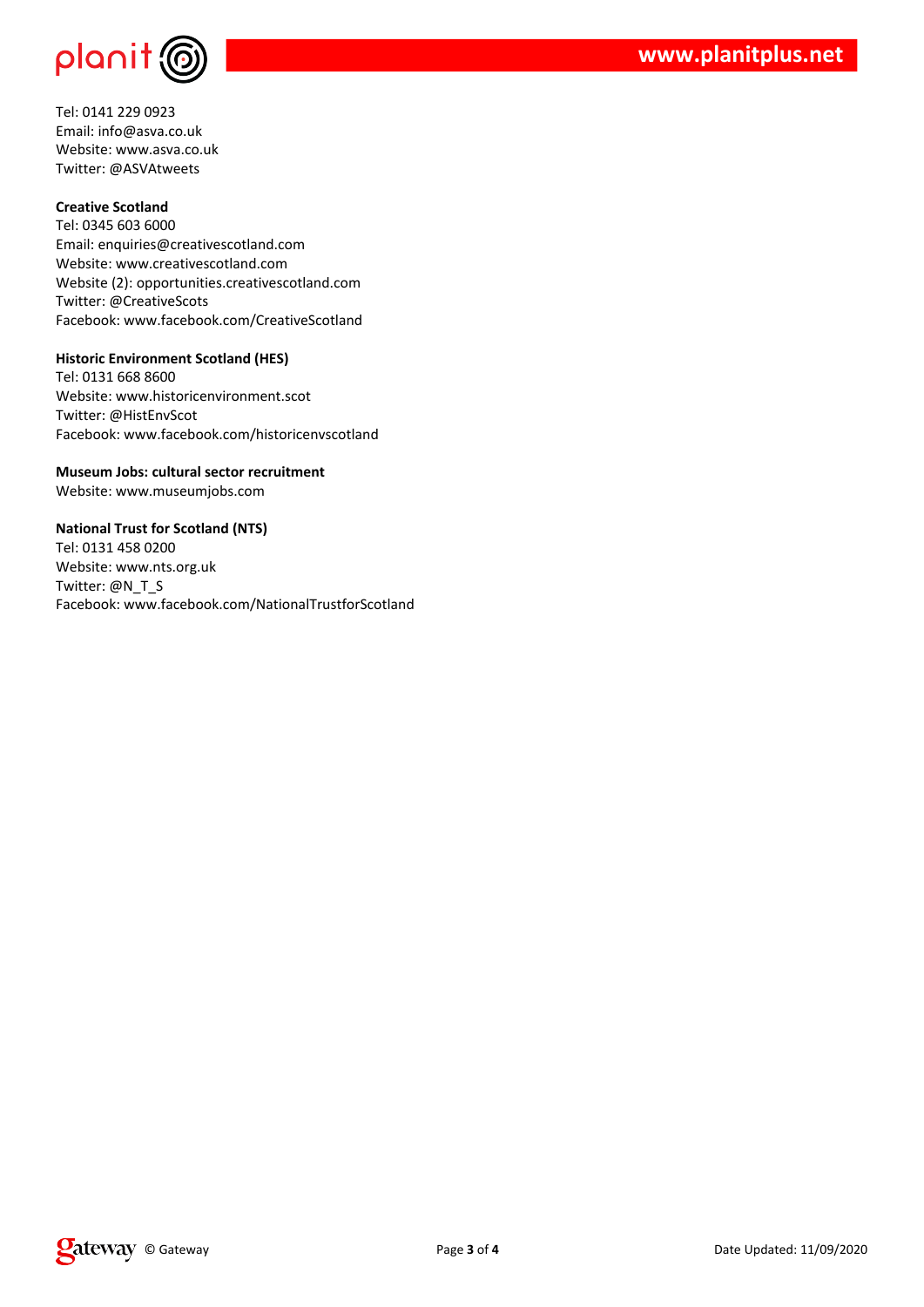Tel: 0141 229 0923
Email: info@asva.co.uk
Website: www.asva.co.uk
Twitter: @ASVAtweets

**Creative Scotland**
Tel: 0345 603 6000
Email: enquiries@creativescotland.com
Website: www.creativescotland.com
Website (2): opportunities.creativescotland.com
Twitter: @CreativeScots
Facebook: www.facebook.com/CreativeScotland

**Historic Environment Scotland (HES)**
Tel: 0131 668 8600
Website: www.historicenvironment.scot
Twitter: @HistEnvScot
Facebook: www.facebook.com/historicenvscotland

**Museum Jobs: cultural sector recruitment**
Website: www.museumjobs.com

**National Trust for Scotland (NTS)**
Tel: 0131 458 0200
Website: www.nts.org.uk
Twitter: @N_T_S
Facebook: www.facebook.com/NationalTrustforScotland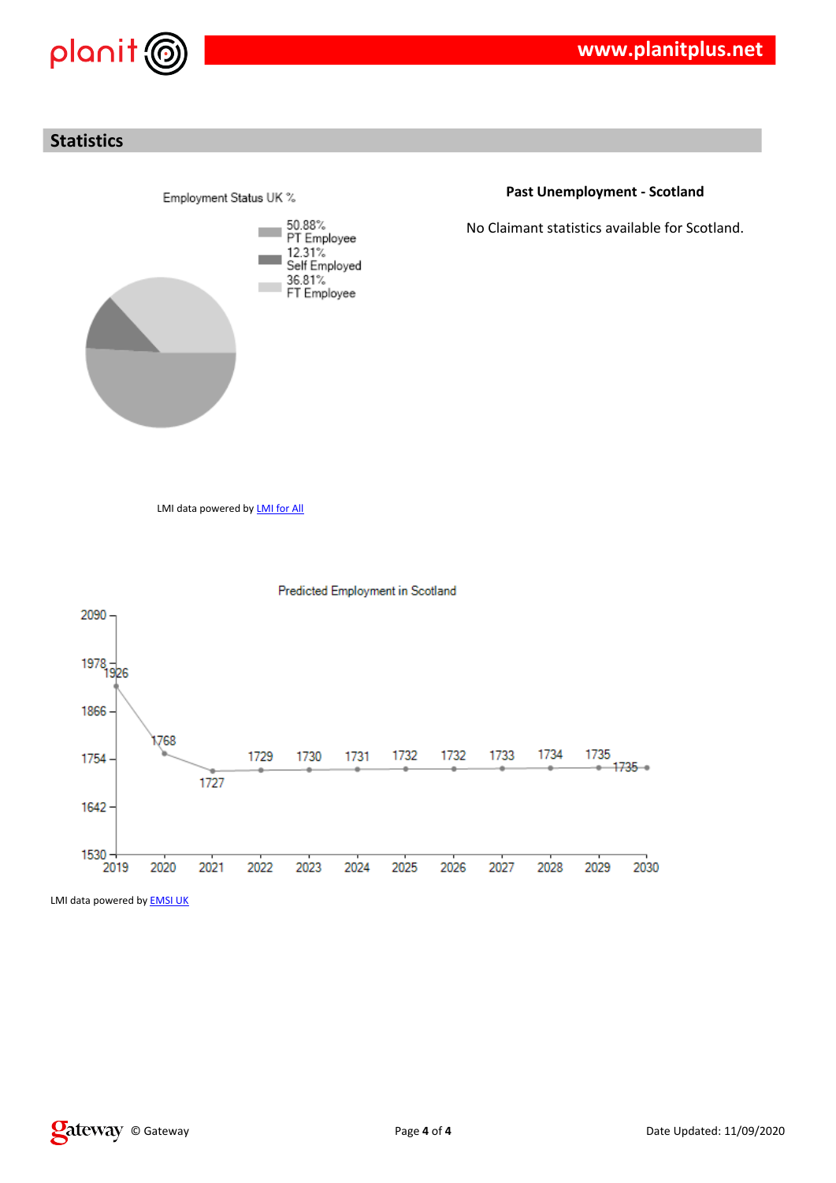## Statistics

Employment Status UK %

50.88%
PT Employee
12.31%
Self Employed
36.81%
FT Employee

LMI data powered by [LMI for All]

**Past Unemployment - Scotland**

No Claimant statistics available for Scotland.

Predicted Employment in Scotland

2090
1978
1866
1754
1642
1530

1926
1768
1727
1729
1730
1731
1732
1732
1733
1734
1735
1735

2019
2020
2021
2022
2023
2024
2025
2026
2027
2028
2029
2030

LMI data powered by [EMSI UK]